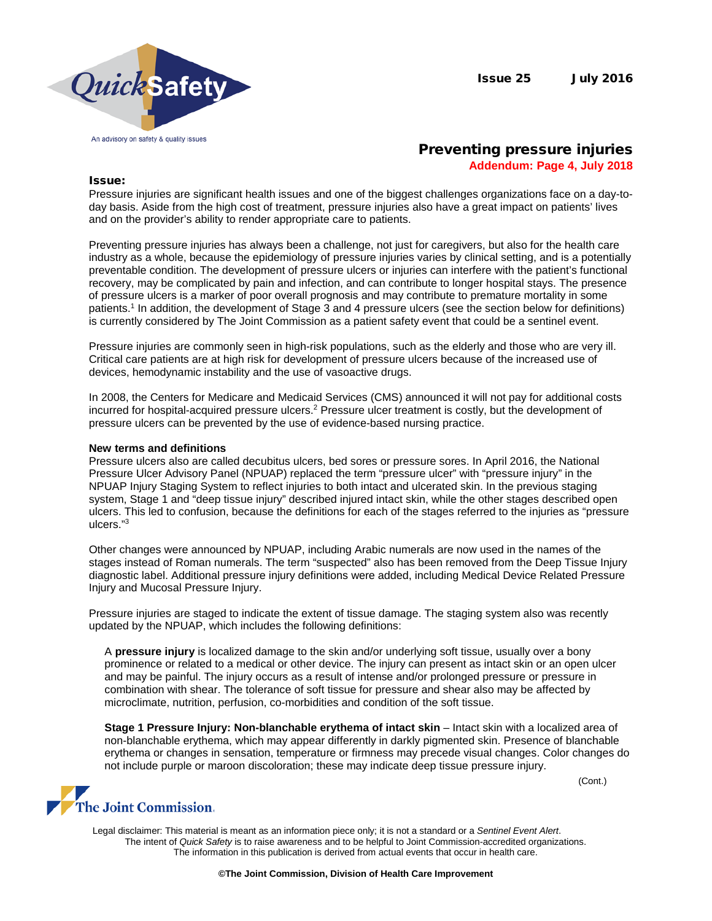Quick Safety

An advisory on safety & quality issues

Issue 25 July 2016

# Preventing pressure injuries

**Addendum: Page 4, July 2018**

## Issue:

Pressure injuries are significant health issues and one of the biggest challenges organizations face on a day-to-day basis. Aside from the high cost of treatment, pressure injuries also have a great impact on patients' lives and on the provider's ability to render appropriate care to patients.

Preventing pressure injuries has always been a challenge, not just for caregivers, but also for the health care industry as a whole, because the epidemiology of pressure injuries varies by clinical setting, and is a potentially preventable condition. The development of pressure ulcers or injuries can interfere with the patient's functional recovery, may be complicated by pain and infection, and can contribute to longer hospital stays. The presence of pressure ulcers is a marker of poor overall prognosis and may contribute to premature mortality in some patients.[1] In addition, the development of Stage 3 and 4 pressure ulcers (see the section below for definitions) is currently considered by The Joint Commission as a patient safety event that could be a sentinel event.

Pressure injuries are commonly seen in high-risk populations, such as the elderly and those who are very ill. Critical care patients are at high risk for development of pressure ulcers because of the increased use of devices, hemodynamic instability and the use of vasoactive drugs.

In 2008, the Centers for Medicare and Medicaid Services (CMS) announced it will not pay for additional costs incurred for hospital-acquired pressure ulcers.[2] Pressure ulcer treatment is costly, but the development of pressure ulcers can be prevented by the use of evidence-based nursing practice.

**New terms and definitions**

Pressure ulcers also are called decubitus ulcers, bed sores or pressure sores. In April 2016, the National Pressure Ulcer Advisory Panel (NPUAP) replaced the term "pressure ulcer" with "pressure injury" in the NPUAP Injury Staging System to reflect injuries to both intact and ulcerated skin. In the previous staging system, Stage 1 and "deep tissue injury" described injured intact skin, while the other stages described open ulcers. This led to confusion, because the definitions for each of the stages referred to the injuries as "pressure ulcers."[3]

Other changes were announced by NPUAP, including Arabic numerals are now used in the names of the stages instead of Roman numerals. The term "suspected" also has been removed from the Deep Tissue Injury diagnostic label. Additional pressure injury definitions were added, including Medical Device Related Pressure Injury and Mucosal Pressure Injury.

Pressure injuries are staged to indicate the extent of tissue damage. The staging system also was recently updated by the NPUAP, which includes the following definitions:

A **pressure injury** is localized damage to the skin and/or underlying soft tissue, usually over a bony prominence or related to a medical or other device. The injury can present as intact skin or an open ulcer and may be painful. The injury occurs as a result of intense and/or prolonged pressure or pressure in combination with shear. The tolerance of soft tissue for pressure and shear also may be affected by microclimate, nutrition, perfusion, co-morbidities and condition of the soft tissue.

**Stage 1 Pressure Injury: Non-blanchable erythema of intact skin** – Intact skin with a localized area of non-blanchable erythema, which may appear differently in darkly pigmented skin. Presence of blanchable erythema or changes in sensation, temperature or firmness may precede visual changes. Color changes do not include purple or maroon discoloration; these may indicate deep tissue pressure injury.

(Cont.)

The Joint Commission

Legal disclaimer: This material is meant as an information piece only; it is not a standard or a *Sentinel Event Alert*. The intent of *Quick Safety* is to raise awareness and to be helpful to Joint Commission-accredited organizations. The information in this publication is derived from actual events that occur in health care.

**©The Joint Commission, Division of Health Care Improvement**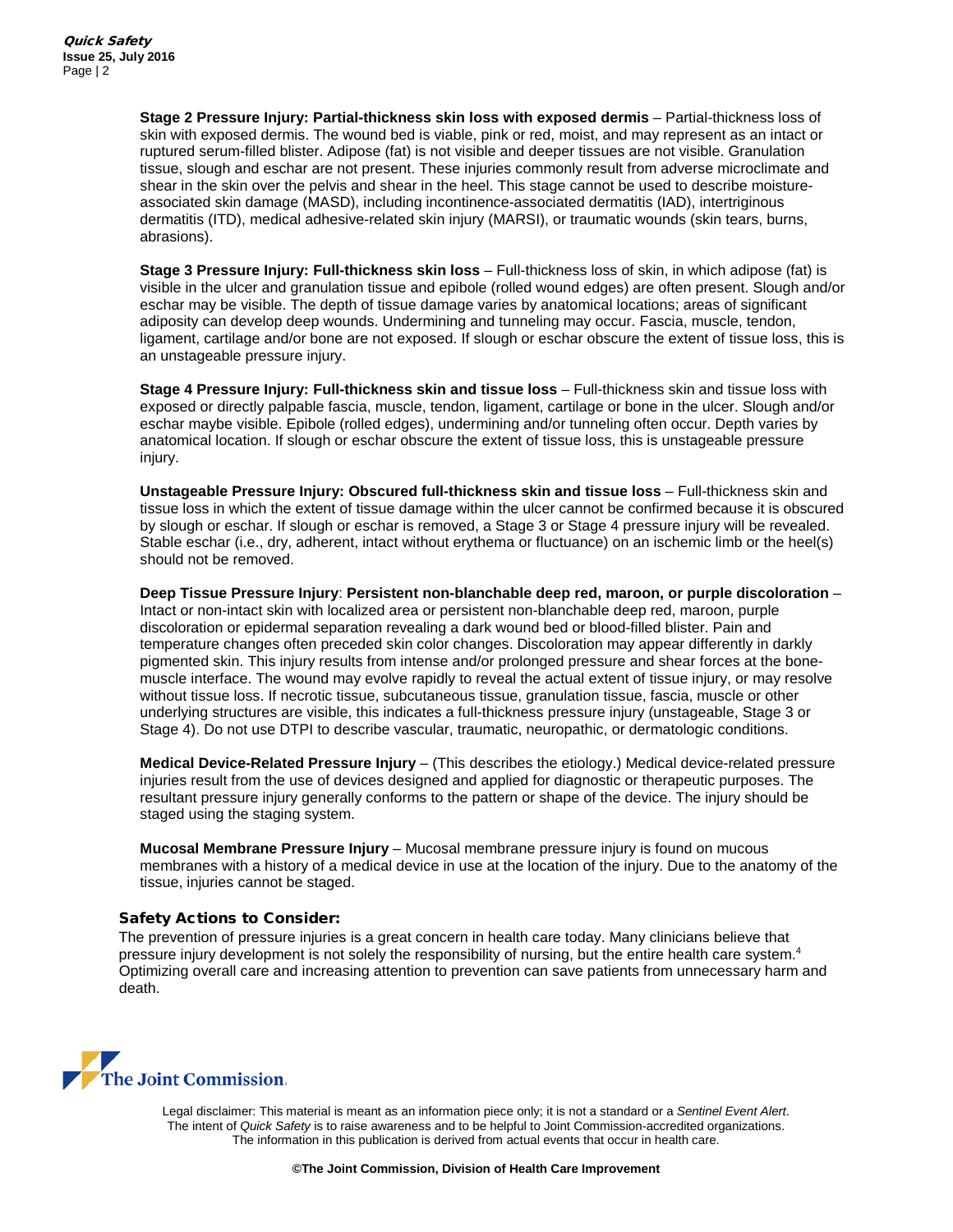**Stage 2 Pressure Injury: Partial-thickness skin loss with exposed dermis** – Partial-thickness loss of skin with exposed dermis. The wound bed is viable, pink or red, moist, and may represent as an intact or ruptured serum-filled blister. Adipose (fat) is not visible and deeper tissues are not visible. Granulation tissue, slough and eschar are not present. These injuries commonly result from adverse microclimate and shear in the skin over the pelvis and shear in the heel. This stage cannot be used to describe moisture-associated skin damage (MASD), including incontinence-associated dermatitis (IAD), intertriginous dermatitis (ITD), medical adhesive-related skin injury (MARSI), or traumatic wounds (skin tears, burns, abrasions).

**Stage 3 Pressure Injury: Full-thickness skin loss** – Full-thickness loss of skin, in which adipose (fat) is visible in the ulcer and granulation tissue and epibole (rolled wound edges) are often present. Slough and/or eschar may be visible. The depth of tissue damage varies by anatomical locations; areas of significant adiposity can develop deep wounds. Undermining and tunneling may occur. Fascia, muscle, tendon, ligament, cartilage and/or bone are not exposed. If slough or eschar obscure the extent of tissue loss, this is an unstageable pressure injury.

**Stage 4 Pressure Injury: Full-thickness skin and tissue loss** – Full-thickness skin and tissue loss with exposed or directly palpable fascia, muscle, tendon, ligament, cartilage or bone in the ulcer. Slough and/or eschar maybe visible. Epibole (rolled edges), undermining and/or tunneling often occur. Depth varies by anatomical location. If slough or eschar obscure the extent of tissue loss, this is unstageable pressure injury.

**Unstageable Pressure Injury: Obscured full-thickness skin and tissue loss** – Full-thickness skin and tissue loss in which the extent of tissue damage within the ulcer cannot be confirmed because it is obscured by slough or eschar. If slough or eschar is removed, a Stage 3 or Stage 4 pressure injury will be revealed. Stable eschar (i.e., dry, adherent, intact without erythema or fluctuance) on an ischemic limb or the heel(s) should not be removed.

**Deep Tissue Pressure Injury**: **Persistent non-blanchable deep red, maroon, or purple discoloration** – Intact or non-intact skin with localized area or persistent non-blanchable deep red, maroon, purple discoloration or epidermal separation revealing a dark wound bed or blood-filled blister. Pain and temperature changes often preceded skin color changes. Discoloration may appear differently in darkly pigmented skin. This injury results from intense and/or prolonged pressure and shear forces at the bone-muscle interface. The wound may evolve rapidly to reveal the actual extent of tissue injury, or may resolve without tissue loss. If necrotic tissue, subcutaneous tissue, granulation tissue, fascia, muscle or other underlying structures are visible, this indicates a full-thickness pressure injury (unstageable, Stage 3 or Stage 4). Do not use DTPI to describe vascular, traumatic, neuropathic, or dermatologic conditions.

**Medical Device-Related Pressure Injury** – (This describes the etiology.) Medical device-related pressure injuries result from the use of devices designed and applied for diagnostic or therapeutic purposes. The resultant pressure injury generally conforms to the pattern or shape of the device. The injury should be staged using the staging system.

**Mucosal Membrane Pressure Injury** – Mucosal membrane pressure injury is found on mucous membranes with a history of a medical device in use at the location of the injury. Due to the anatomy of the tissue, injuries cannot be staged.

## Safety Actions to Consider:

The prevention of pressure injuries is a great concern in health care today. Many clinicians believe that pressure injury development is not solely the responsibility of nursing, but the entire health care system.[4] Optimizing overall care and increasing attention to prevention can save patients from unnecessary harm and death.

Legal disclaimer: This material is meant as an information piece only; it is not a standard or a *Sentinel Event Alert*. The intent of *Quick Safety* is to raise awareness and to be helpful to Joint Commission-accredited organizations. The information in this publication is derived from actual events that occur in health care.

**©The Joint Commission, Division of Health Care Improvement**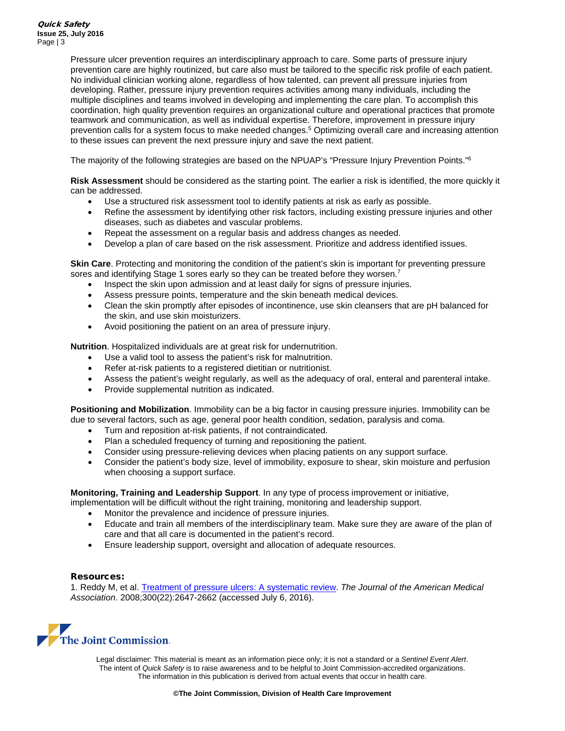Pressure ulcer prevention requires an interdisciplinary approach to care. Some parts of pressure injury prevention care are highly routinized, but care also must be tailored to the specific risk profile of each patient. No individual clinician working alone, regardless of how talented, can prevent all pressure injuries from developing. Rather, pressure injury prevention requires activities among many individuals, including the multiple disciplines and teams involved in developing and implementing the care plan. To accomplish this coordination, high quality prevention requires an organizational culture and operational practices that promote teamwork and communication, as well as individual expertise. Therefore, improvement in pressure injury prevention calls for a system focus to make needed changes.[5] Optimizing overall care and increasing attention to these issues can prevent the next pressure injury and save the next patient.

The majority of the following strategies are based on the NPUAP's "Pressure Injury Prevention Points."[6]

**Risk Assessment** should be considered as the starting point. The earlier a risk is identified, the more quickly it can be addressed.

- Use a structured risk assessment tool to identify patients at risk as early as possible.
- Refine the assessment by identifying other risk factors, including existing pressure injuries and other diseases, such as diabetes and vascular problems.
- Repeat the assessment on a regular basis and address changes as needed.
- Develop a plan of care based on the risk assessment. Prioritize and address identified issues.

**Skin Care**. Protecting and monitoring the condition of the patient's skin is important for preventing pressure sores and identifying Stage 1 sores early so they can be treated before they worsen.[7]

- Inspect the skin upon admission and at least daily for signs of pressure injuries.
- Assess pressure points, temperature and the skin beneath medical devices.
- Clean the skin promptly after episodes of incontinence, use skin cleansers that are pH balanced for the skin, and use skin moisturizers.
- Avoid positioning the patient on an area of pressure injury.

**Nutrition**. Hospitalized individuals are at great risk for undernutrition.

- Use a valid tool to assess the patient's risk for malnutrition.
- Refer at-risk patients to a registered dietitian or nutritionist.
- Assess the patient's weight regularly, as well as the adequacy of oral, enteral and parenteral intake.
- Provide supplemental nutrition as indicated.

**Positioning and Mobilization**. Immobility can be a big factor in causing pressure injuries. Immobility can be due to several factors, such as age, general poor health condition, sedation, paralysis and coma.

- Turn and reposition at-risk patients, if not contraindicated.
- Plan a scheduled frequency of turning and repositioning the patient.
- Consider using pressure-relieving devices when placing patients on any support surface.
- Consider the patient's body size, level of immobility, exposure to shear, skin moisture and perfusion when choosing a support surface.

**Monitoring, Training and Leadership Support**. In any type of process improvement or initiative, implementation will be difficult without the right training, monitoring and leadership support.

- Monitor the prevalence and incidence of pressure injuries.
- Educate and train all members of the interdisciplinary team. Make sure they are aware of the plan of care and that all care is documented in the patient's record.
- Ensure leadership support, oversight and allocation of adequate resources.

## Resources:

1. Reddy M, et al. Treatment of pressure ulcers: A systematic review. *The Journal of the American Medical Association*. 2008;300(22):2647-2662 (accessed July 6, 2016).

The Joint Commission

Legal disclaimer: This material is meant as an information piece only; it is not a standard or a *Sentinel Event Alert*. The intent of *Quick Safety* is to raise awareness and to be helpful to Joint Commission-accredited organizations. The information in this publication is derived from actual events that occur in health care.

**©The Joint Commission, Division of Health Care Improvement**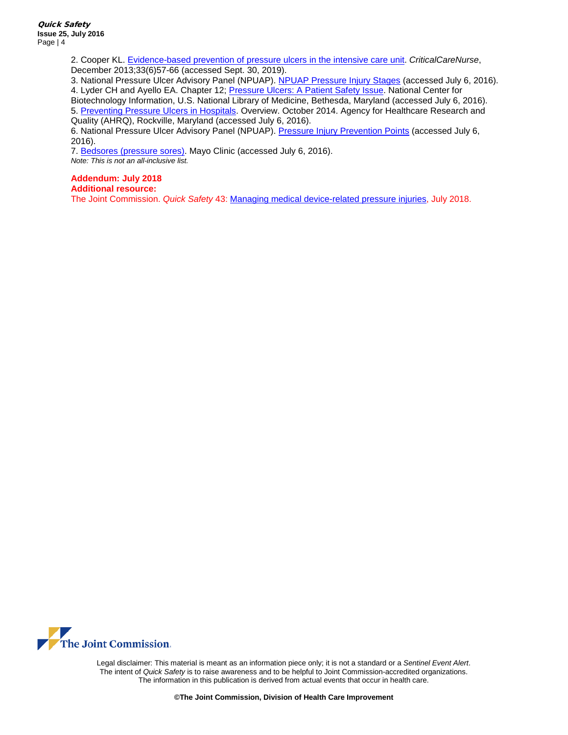2. Cooper KL. Evidence-based prevention of pressure ulcers in the intensive care unit. *CriticalCareNurse*, December 2013;33(6)57-66 (accessed Sept. 30, 2019).
3. National Pressure Ulcer Advisory Panel (NPUAP). NPUAP Pressure Injury Stages (accessed July 6, 2016).
4. Lyder CH and Ayello EA. Chapter 12; Pressure Ulcers: A Patient Safety Issue. National Center for Biotechnology Information, U.S. National Library of Medicine, Bethesda, Maryland (accessed July 6, 2016).
5. Preventing Pressure Ulcers in Hospitals. Overview. October 2014. Agency for Healthcare Research and Quality (AHRQ), Rockville, Maryland (accessed July 6, 2016).
6. National Pressure Ulcer Advisory Panel (NPUAP). Pressure Injury Prevention Points (accessed July 6, 2016).
7. Bedsores (pressure sores). Mayo Clinic (accessed July 6, 2016).

*Note: This is not an all-inclusive list.*

**Addendum: July 2018**

**Additional resource:**

The Joint Commission. *Quick Safety* 43: Managing medical device-related pressure injuries, July 2018.

The Joint Commission

Legal disclaimer: This material is meant as an information piece only; it is not a standard or a *Sentinel Event Alert*. The intent of *Quick Safety* is to raise awareness and to be helpful to Joint Commission-accredited organizations. The information in this publication is derived from actual events that occur in health care.

**©The Joint Commission, Division of Health Care Improvement**